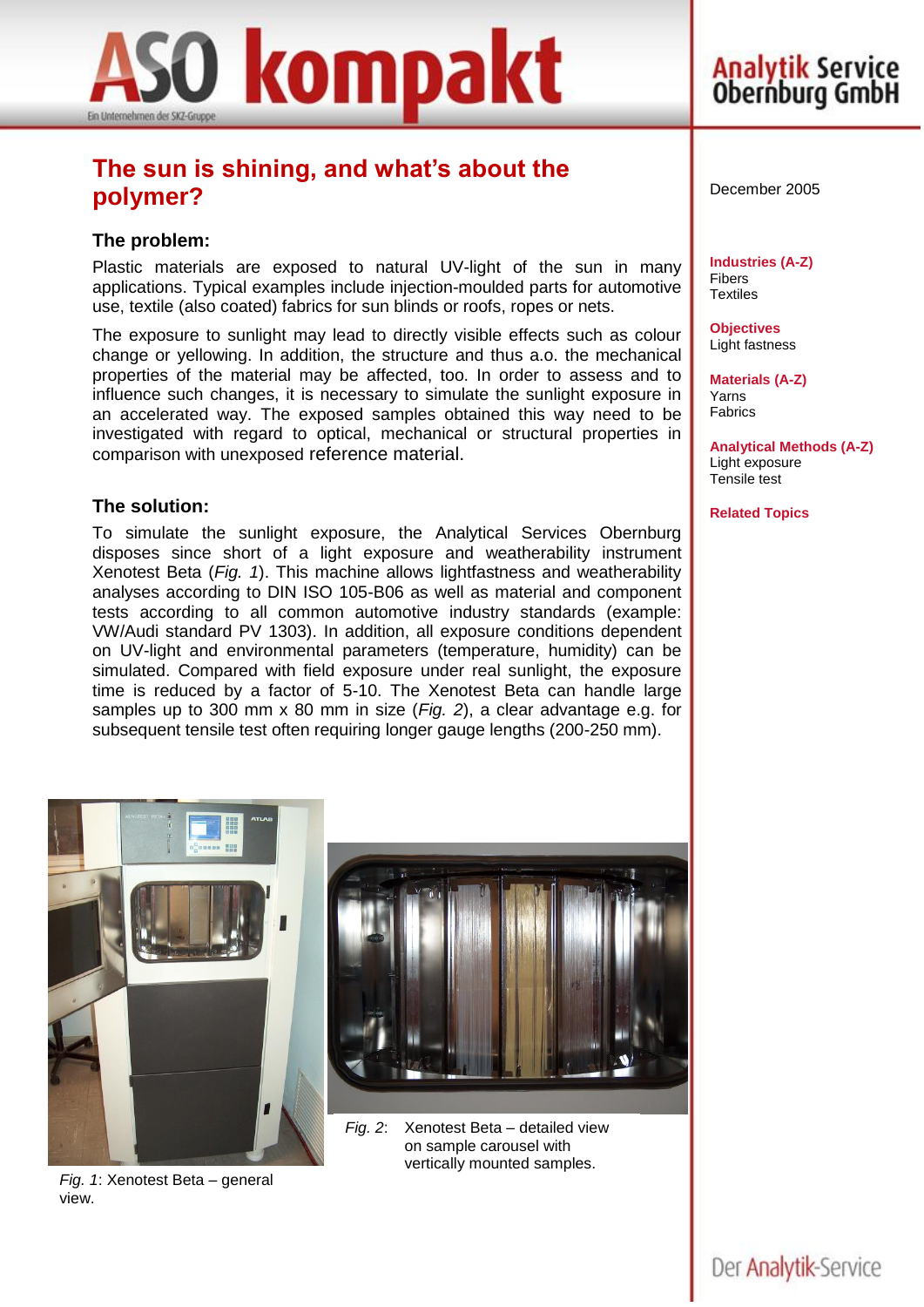# ASO kompakt

Ein Unternehmen der SKZ-Gruppe

Analytik Service Obernburg GmbH

## The sun is shining, and what's about the polymer?

December 2005

### The problem:

Plastic materials are exposed to natural UV-light of the sun in many applications. Typical examples include injection-moulded parts for automotive use, textile (also coated) fabrics for sun blinds or roofs, ropes or nets.

The exposure to sunlight may lead to directly visible effects such as colour change or yellowing. In addition, the structure and thus a.o. the mechanical properties of the material may be affected, too. In order to assess and to influence such changes, it is necessary to simulate the sunlight exposure in an accelerated way. The exposed samples obtained this way need to be investigated with regard to optical, mechanical or structural properties in comparison with unexposed reference material.

### The solution:

To simulate the sunlight exposure, the Analytical Services Obernburg disposes since short of a light exposure and weatherability instrument Xenotest Beta (*Fig. 1*). This machine allows lightfastness and weatherability analyses according to DIN ISO 105-B06 as well as material and component tests according to all common automotive industry standards (example: VW/Audi standard PV 1303). In addition, all exposure conditions dependent on UV-light and environmental parameters (temperature, humidity) can be simulated. Compared with field exposure under real sunlight, the exposure time is reduced by a factor of 5-10. The Xenotest Beta can handle large samples up to 300 mm x 80 mm in size (*Fig. 2*), a clear advantage e.g. for subsequent tensile test often requiring longer gauge lengths (200-250 mm).

*Fig. 1*: Xenotest Beta – general view.

*Fig. 2*: Xenotest Beta – detailed view on sample carousel with vertically mounted samples.

**Industries (A-Z)**
Fibers
Textiles

**Objectives**
Light fastness

**Materials (A-Z)**
Yarns
Fabrics

**Analytical Methods (A-Z)**
Light exposure
Tensile test

**Related Topics**

Der Analytik-Service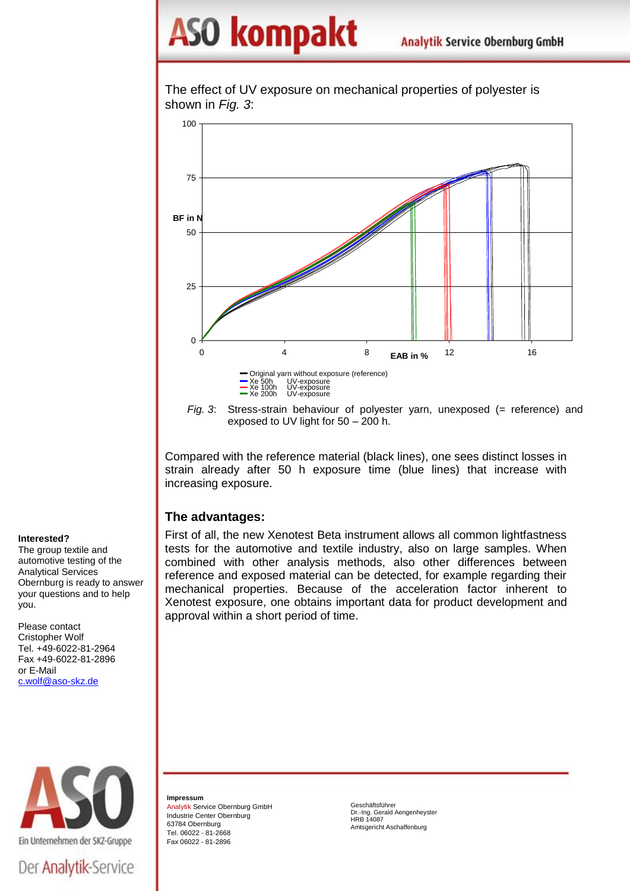The effect of UV exposure on mechanical properties of polyester is shown in *Fig. 3*:

100
75
BF in N
50
25
0
0
4
8
EAB in %
12
16

Original yarn without exposure (reference)
Xe 50h UV-exposure
Xe 100h UV-exposure
Xe 200h UV-exposure

*Fig. 3*: Stress-strain behaviour of polyester yarn, unexposed (= reference) and exposed to UV light for 50 – 200 h.

Compared with the reference material (black lines), one sees distinct losses in strain already after 50 h exposure time (blue lines) that increase with increasing exposure.

## The advantages:

First of all, the new Xenotest Beta instrument allows all common lightfastness tests for the automotive and textile industry, also on large samples. When combined with other analysis methods, also other differences between reference and exposed material can be detected, for example regarding their mechanical properties. Because of the acceleration factor inherent to Xenotest exposure, one obtains important data for product development and approval within a short period of time.

**Interested?**
The group textile and automotive testing of the Analytical Services Obernburg is ready to answer your questions and to help you.

Please contact
Cristopher Wolf
Tel. +49-6022-81-2964
Fax +49-6022-81-2896
or E-Mail
c.wolf@aso-skz.de

Ein Unternehmen der SKZ-Gruppe

Der Analytik-Service

**Impressum**
Analytik Service Obernburg GmbH
Industrie Center Obernburg
63784 Obernburg
Tel. 06022 - 81-2668
Fax 06022 - 81-2896

Geschäftsführer
Dr.-Ing. Gerald Aengenheyster
HRB 14087
Amtsgericht Aschaffenburg